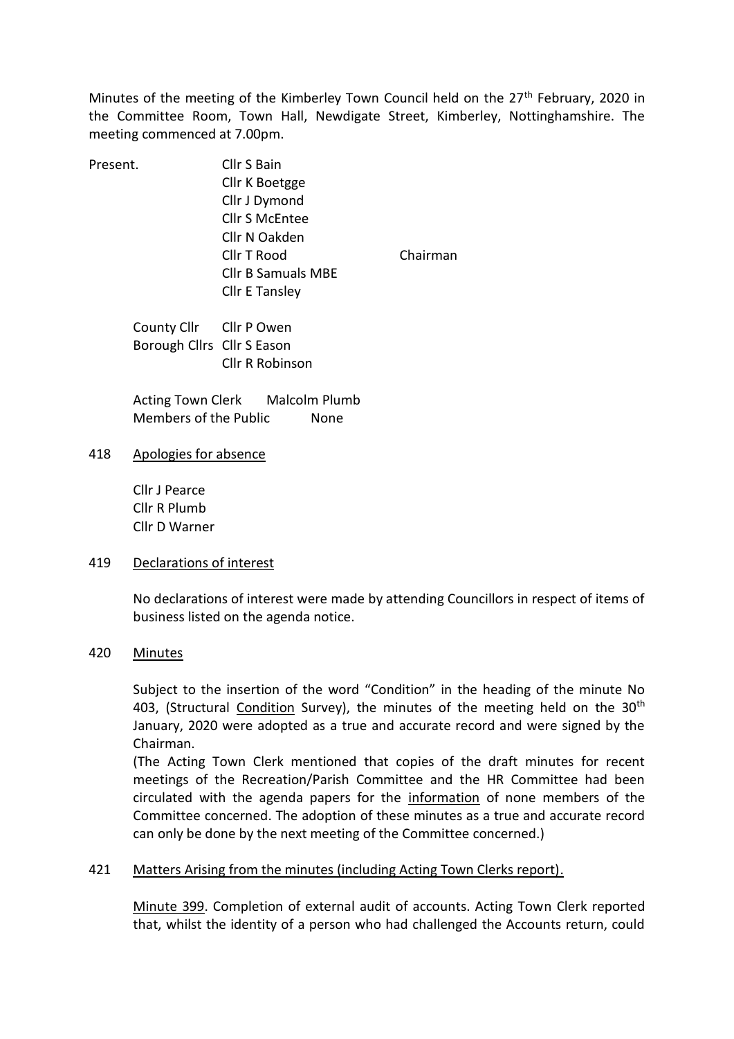Minutes of the meeting of the Kimberley Town Council held on the 27th February, 2020 in the Committee Room, Town Hall, Newdigate Street, Kimberley, Nottinghamshire. The meeting commenced at 7.00pm.

Present.
Cllr S Bain
Cllr K Boetgge
Cllr J Dymond
Cllr S McEntee
Cllr N Oakden
Cllr T Rood — Chairman
Cllr B Samuals MBE
Cllr E Tansley

County Cllr — Cllr P Owen
Borough Cllrs — Cllr S Eason
Cllr R Robinson

Acting Town Clerk — Malcolm Plumb
Members of the Public — None

418 Apologies for absence

Cllr J Pearce
Cllr R Plumb
Cllr D Warner

419 Declarations of interest

No declarations of interest were made by attending Councillors in respect of items of business listed on the agenda notice.

420 Minutes

Subject to the insertion of the word "Condition" in the heading of the minute No 403, (Structural Condition Survey), the minutes of the meeting held on the 30th January, 2020 were adopted as a true and accurate record and were signed by the Chairman.

(The Acting Town Clerk mentioned that copies of the draft minutes for recent meetings of the Recreation/Parish Committee and the HR Committee had been circulated with the agenda papers for the information of none members of the Committee concerned. The adoption of these minutes as a true and accurate record can only be done by the next meeting of the Committee concerned.)

421 Matters Arising from the minutes (including Acting Town Clerks report).

Minute 399. Completion of external audit of accounts. Acting Town Clerk reported that, whilst the identity of a person who had challenged the Accounts return, could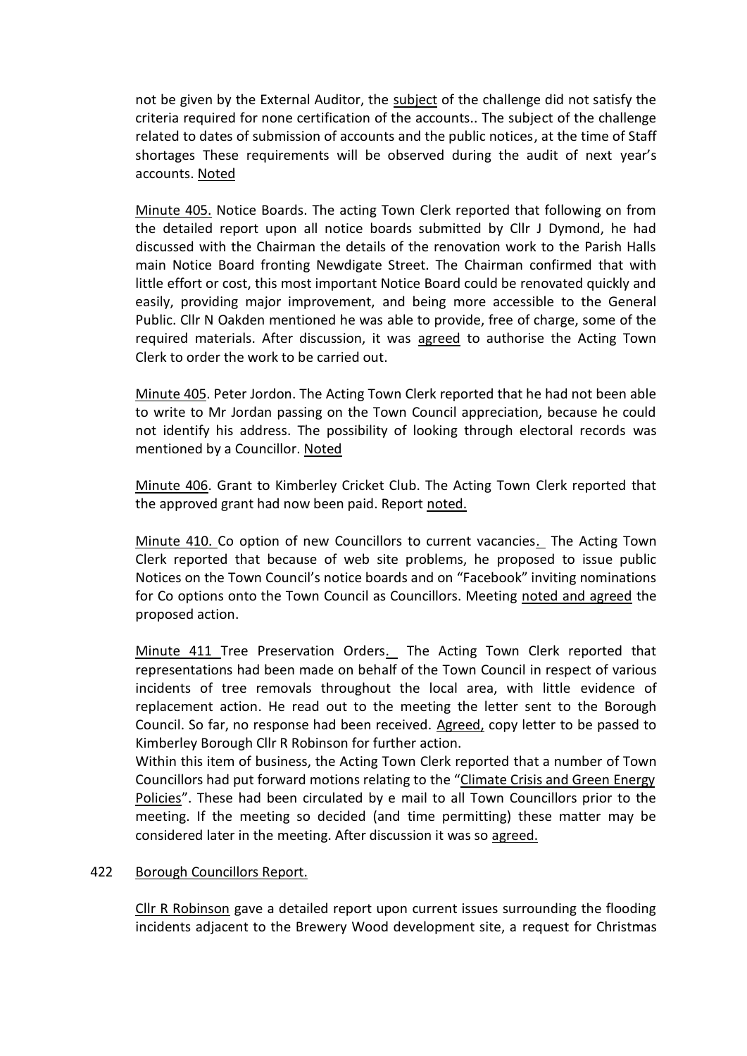not be given by the External Auditor, the subject of the challenge did not satisfy the criteria required for none certification of the accounts.. The subject of the challenge related to dates of submission of accounts and the public notices, at the time of Staff shortages These requirements will be observed during the audit of next year's accounts. Noted

Minute 405. Notice Boards. The acting Town Clerk reported that following on from the detailed report upon all notice boards submitted by Cllr J Dymond, he had discussed with the Chairman the details of the renovation work to the Parish Halls main Notice Board fronting Newdigate Street. The Chairman confirmed that with little effort or cost, this most important Notice Board could be renovated quickly and easily, providing major improvement, and being more accessible to the General Public. Cllr N Oakden mentioned he was able to provide, free of charge, some of the required materials. After discussion, it was agreed to authorise the Acting Town Clerk to order the work to be carried out.

Minute 405. Peter Jordon. The Acting Town Clerk reported that he had not been able to write to Mr Jordan passing on the Town Council appreciation, because he could not identify his address. The possibility of looking through electoral records was mentioned by a Councillor. Noted

Minute 406. Grant to Kimberley Cricket Club. The Acting Town Clerk reported that the approved grant had now been paid. Report noted.

Minute 410. Co option of new Councillors to current vacancies. The Acting Town Clerk reported that because of web site problems, he proposed to issue public Notices on the Town Council's notice boards and on "Facebook" inviting nominations for Co options onto the Town Council as Councillors. Meeting noted and agreed the proposed action.

Minute 411 Tree Preservation Orders. The Acting Town Clerk reported that representations had been made on behalf of the Town Council in respect of various incidents of tree removals throughout the local area, with little evidence of replacement action. He read out to the meeting the letter sent to the Borough Council. So far, no response had been received. Agreed, copy letter to be passed to Kimberley Borough Cllr R Robinson for further action.
Within this item of business, the Acting Town Clerk reported that a number of Town Councillors had put forward motions relating to the "Climate Crisis and Green Energy Policies". These had been circulated by e mail to all Town Councillors prior to the meeting. If the meeting so decided (and time permitting) these matter may be considered later in the meeting. After discussion it was so agreed.

422 Borough Councillors Report.

Cllr R Robinson gave a detailed report upon current issues surrounding the flooding incidents adjacent to the Brewery Wood development site, a request for Christmas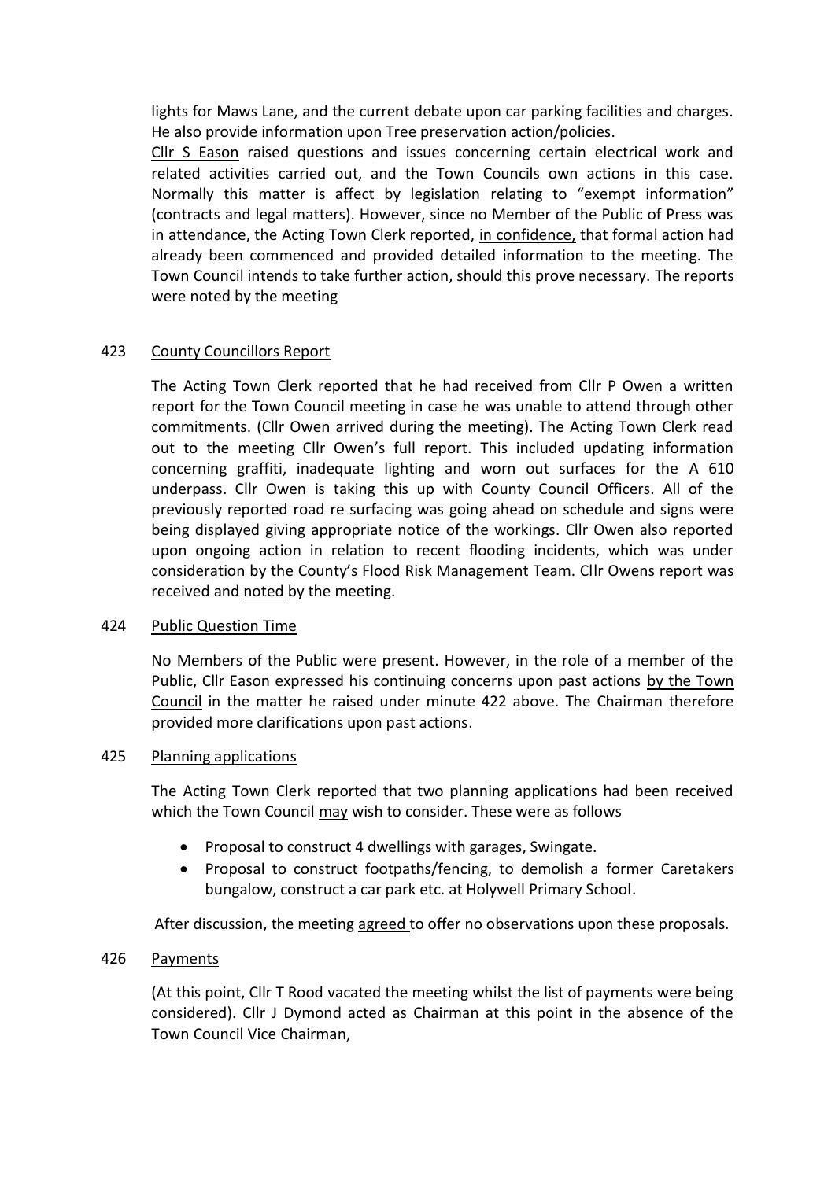lights for Maws Lane, and the current debate upon car parking facilities and charges. He also provide information upon Tree preservation action/policies.

Cllr S Eason raised questions and issues concerning certain electrical work and related activities carried out, and the Town Councils own actions in this case. Normally this matter is affect by legislation relating to "exempt information" (contracts and legal matters). However, since no Member of the Public of Press was in attendance, the Acting Town Clerk reported, in confidence, that formal action had already been commenced and provided detailed information to the meeting. The Town Council intends to take further action, should this prove necessary. The reports were noted by the meeting

423 County Councillors Report

The Acting Town Clerk reported that he had received from Cllr P Owen a written report for the Town Council meeting in case he was unable to attend through other commitments. (Cllr Owen arrived during the meeting). The Acting Town Clerk read out to the meeting Cllr Owen's full report. This included updating information concerning graffiti, inadequate lighting and worn out surfaces for the A 610 underpass. Cllr Owen is taking this up with County Council Officers. All of the previously reported road re surfacing was going ahead on schedule and signs were being displayed giving appropriate notice of the workings. Cllr Owen also reported upon ongoing action in relation to recent flooding incidents, which was under consideration by the County's Flood Risk Management Team. Cllr Owens report was received and noted by the meeting.

424 Public Question Time

No Members of the Public were present. However, in the role of a member of the Public, Cllr Eason expressed his continuing concerns upon past actions by the Town Council in the matter he raised under minute 422 above. The Chairman therefore provided more clarifications upon past actions.

425 Planning applications

The Acting Town Clerk reported that two planning applications had been received which the Town Council may wish to consider. These were as follows

- Proposal to construct 4 dwellings with garages, Swingate.
- Proposal to construct footpaths/fencing, to demolish a former Caretakers bungalow, construct a car park etc. at Holywell Primary School.

After discussion, the meeting agreed to offer no observations upon these proposals.

426 Payments

(At this point, Cllr T Rood vacated the meeting whilst the list of payments were being considered). Cllr J Dymond acted as Chairman at this point in the absence of the Town Council Vice Chairman,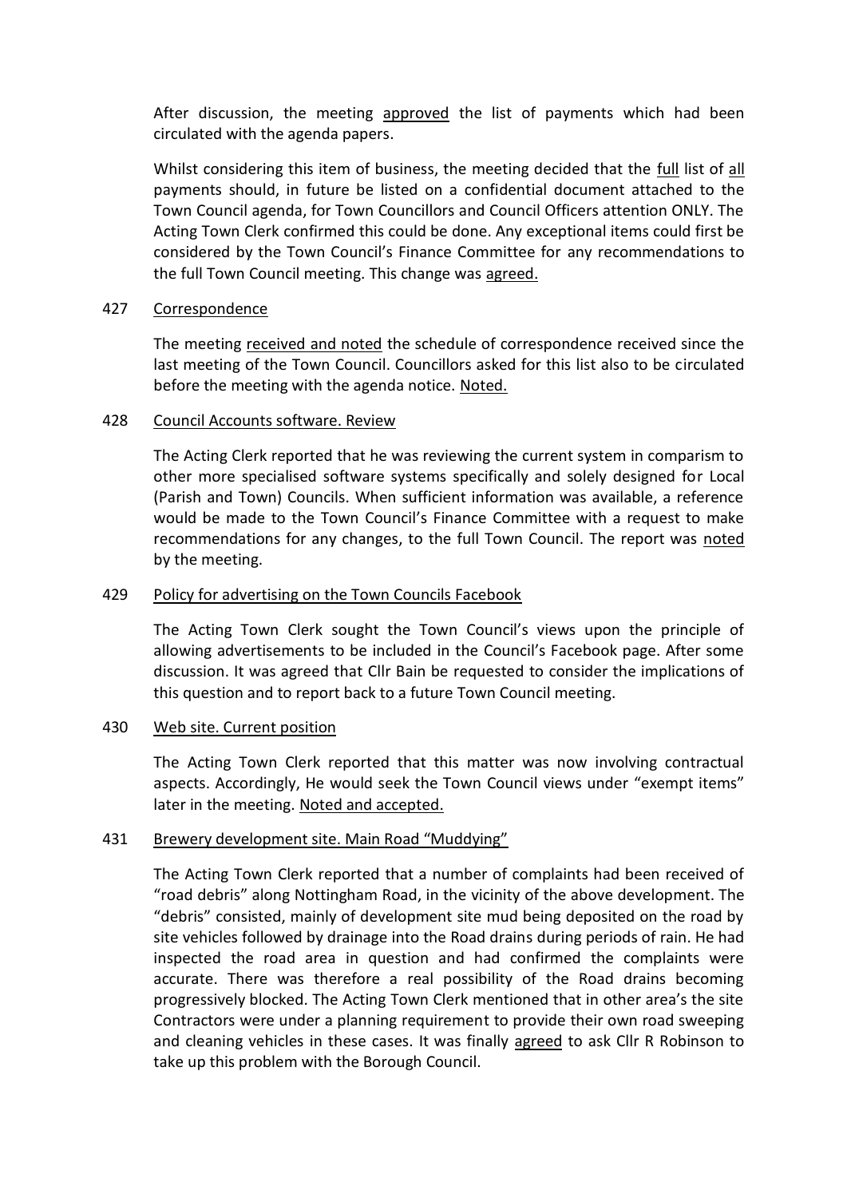After discussion, the meeting approved the list of payments which had been circulated with the agenda papers.

Whilst considering this item of business, the meeting decided that the full list of all payments should, in future be listed on a confidential document attached to the Town Council agenda, for Town Councillors and Council Officers attention ONLY. The Acting Town Clerk confirmed this could be done. Any exceptional items could first be considered by the Town Council's Finance Committee for any recommendations to the full Town Council meeting. This change was agreed.

427 Correspondence

The meeting received and noted the schedule of correspondence received since the last meeting of the Town Council. Councillors asked for this list also to be circulated before the meeting with the agenda notice. Noted.

428 Council Accounts software. Review

The Acting Clerk reported that he was reviewing the current system in comparism to other more specialised software systems specifically and solely designed for Local (Parish and Town) Councils. When sufficient information was available, a reference would be made to the Town Council's Finance Committee with a request to make recommendations for any changes, to the full Town Council. The report was noted by the meeting.

429 Policy for advertising on the Town Councils Facebook

The Acting Town Clerk sought the Town Council's views upon the principle of allowing advertisements to be included in the Council's Facebook page. After some discussion. It was agreed that Cllr Bain be requested to consider the implications of this question and to report back to a future Town Council meeting.

430 Web site. Current position

The Acting Town Clerk reported that this matter was now involving contractual aspects. Accordingly, He would seek the Town Council views under "exempt items" later in the meeting. Noted and accepted.

431 Brewery development site. Main Road "Muddying"

The Acting Town Clerk reported that a number of complaints had been received of "road debris" along Nottingham Road, in the vicinity of the above development. The "debris" consisted, mainly of development site mud being deposited on the road by site vehicles followed by drainage into the Road drains during periods of rain. He had inspected the road area in question and had confirmed the complaints were accurate. There was therefore a real possibility of the Road drains becoming progressively blocked. The Acting Town Clerk mentioned that in other area's the site Contractors were under a planning requirement to provide their own road sweeping and cleaning vehicles in these cases. It was finally agreed to ask Cllr R Robinson to take up this problem with the Borough Council.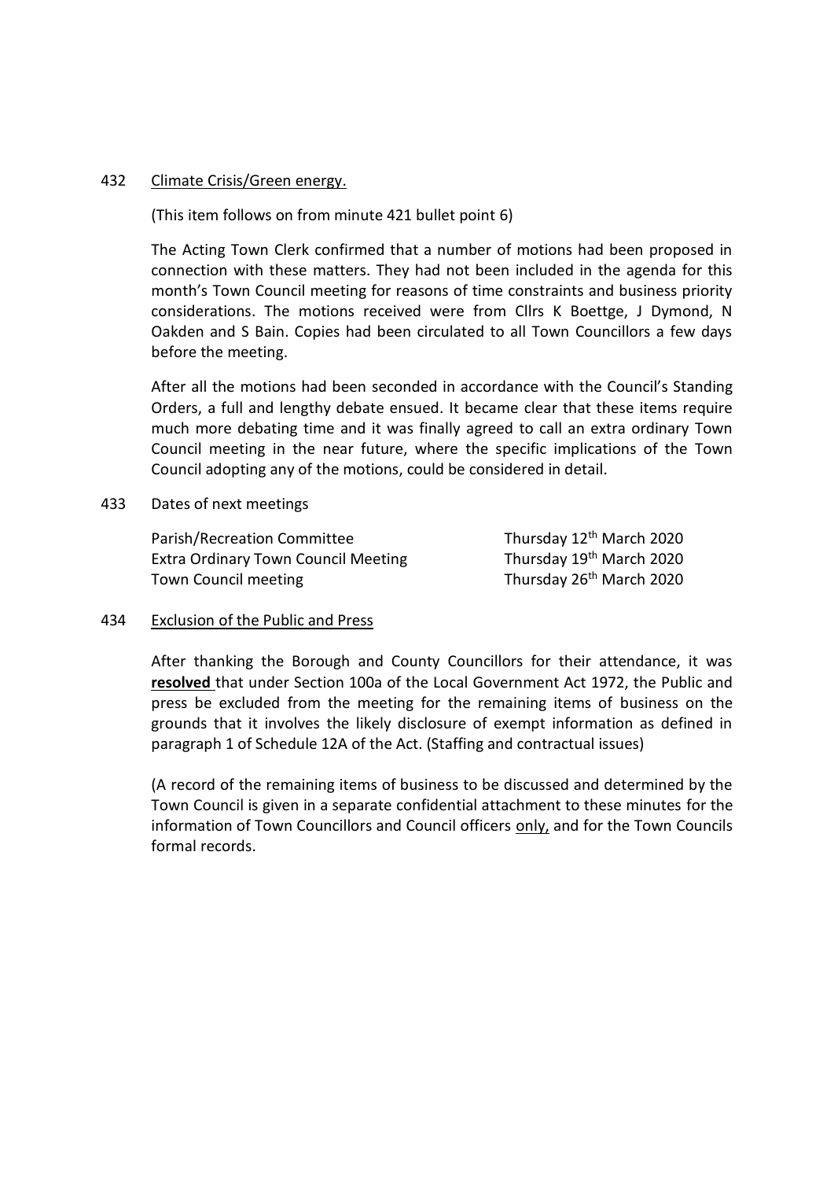432 Climate Crisis/Green energy.

(This item follows on from minute 421 bullet point 6)

The Acting Town Clerk confirmed that a number of motions had been proposed in connection with these matters. They had not been included in the agenda for this month's Town Council meeting for reasons of time constraints and business priority considerations. The motions received were from Cllrs K Boettge, J Dymond, N Oakden and S Bain. Copies had been circulated to all Town Councillors a few days before the meeting.

After all the motions had been seconded in accordance with the Council's Standing Orders, a full and lengthy debate ensued. It became clear that these items require much more debating time and it was finally agreed to call an extra ordinary Town Council meeting in the near future, where the specific implications of the Town Council adopting any of the motions, could be considered in detail.

433 Dates of next meetings

| | |
|---|---|
| Parish/Recreation Committee | Thursday 12th March 2020 |
| Extra Ordinary Town Council Meeting | Thursday 19th March 2020 |
| Town Council meeting | Thursday 26th March 2020 |

434 Exclusion of the Public and Press

After thanking the Borough and County Councillors for their attendance, it was **resolved** that under Section 100a of the Local Government Act 1972, the Public and press be excluded from the meeting for the remaining items of business on the grounds that it involves the likely disclosure of exempt information as defined in paragraph 1 of Schedule 12A of the Act. (Staffing and contractual issues)

(A record of the remaining items of business to be discussed and determined by the Town Council is given in a separate confidential attachment to these minutes for the information of Town Councillors and Council officers only, and for the Town Councils formal records.